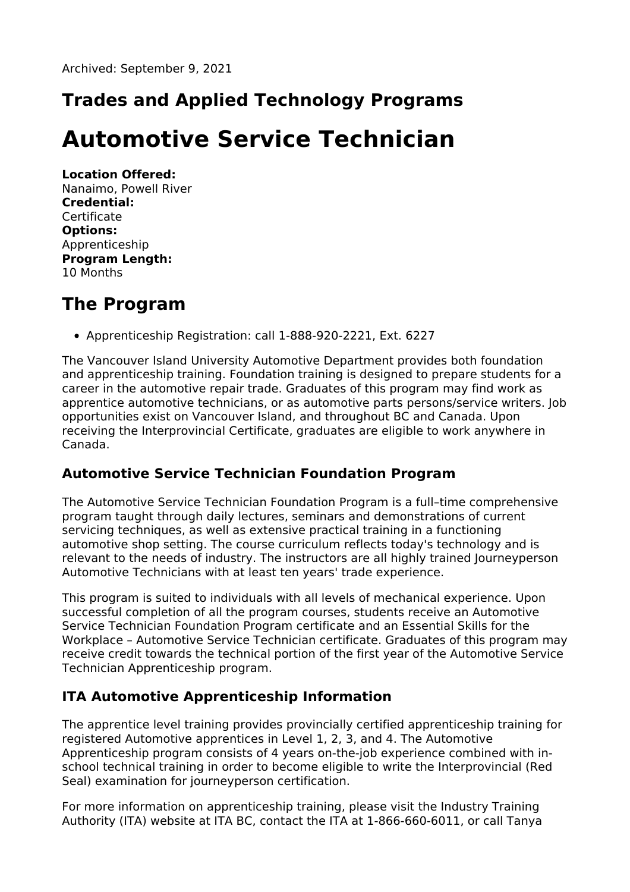Archived: September 9, 2021

## Trades and Applied Technology Programs

# Automotive Service Technician

**Location Offered:**
Nanaimo, Powell River
**Credential:**
Certificate
**Options:**
Apprenticeship
**Program Length:**
10 Months

## The Program

- Apprenticeship Registration: call 1-888-920-2221, Ext. 6227

The Vancouver Island University Automotive Department provides both foundation and apprenticeship training. Foundation training is designed to prepare students for a career in the automotive repair trade. Graduates of this program may find work as apprentice automotive technicians, or as automotive parts persons/service writers. Job opportunities exist on Vancouver Island, and throughout BC and Canada. Upon receiving the Interprovincial Certificate, graduates are eligible to work anywhere in Canada.

### Automotive Service Technician Foundation Program

The Automotive Service Technician Foundation Program is a full–time comprehensive program taught through daily lectures, seminars and demonstrations of current servicing techniques, as well as extensive practical training in a functioning automotive shop setting. The course curriculum reflects today's technology and is relevant to the needs of industry. The instructors are all highly trained Journeyperson Automotive Technicians with at least ten years' trade experience.

This program is suited to individuals with all levels of mechanical experience. Upon successful completion of all the program courses, students receive an Automotive Service Technician Foundation Program certificate and an Essential Skills for the Workplace – Automotive Service Technician certificate. Graduates of this program may receive credit towards the technical portion of the first year of the Automotive Service Technician Apprenticeship program.

### ITA Automotive Apprenticeship Information

The apprentice level training provides provincially certified apprenticeship training for registered Automotive apprentices in Level 1, 2, 3, and 4. The Automotive Apprenticeship program consists of 4 years on-the-job experience combined with in-school technical training in order to become eligible to write the Interprovincial (Red Seal) examination for journeyperson certification.

For more information on apprenticeship training, please visit the Industry Training Authority (ITA) website at ITA BC, contact the ITA at 1-866-660-6011, or call Tanya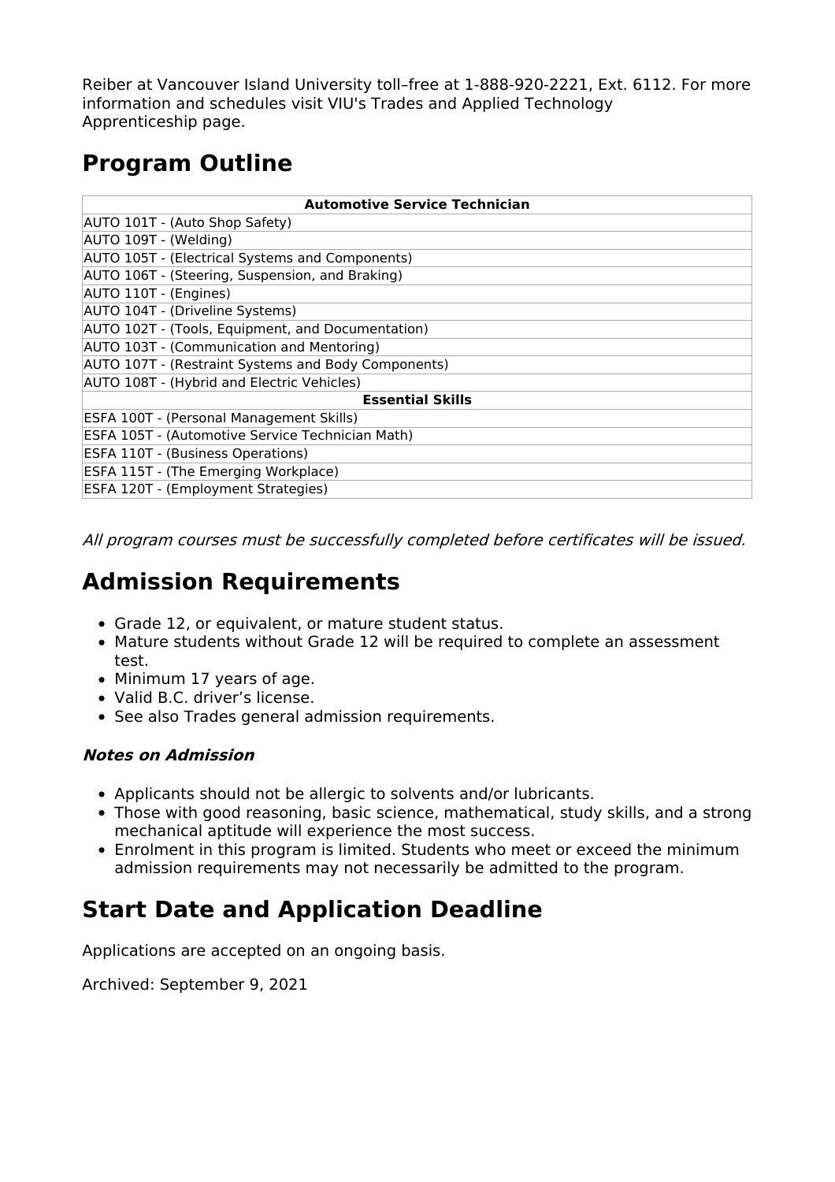Reiber at Vancouver Island University toll–free at 1-888-920-2221, Ext. 6112. For more information and schedules visit VIU's Trades and Applied Technology Apprenticeship page.

## Program Outline

| Automotive Service Technician |
|---|
| AUTO 101T - (Auto Shop Safety) |
| AUTO 109T - (Welding) |
| AUTO 105T - (Electrical Systems and Components) |
| AUTO 106T - (Steering, Suspension, and Braking) |
| AUTO 110T - (Engines) |
| AUTO 104T - (Driveline Systems) |
| AUTO 102T - (Tools, Equipment, and Documentation) |
| AUTO 103T - (Communication and Mentoring) |
| AUTO 107T - (Restraint Systems and Body Components) |
| AUTO 108T - (Hybrid and Electric Vehicles) |
| **Essential Skills** |
| ESFA 100T - (Personal Management Skills) |
| ESFA 105T - (Automotive Service Technician Math) |
| ESFA 110T - (Business Operations) |
| ESFA 115T - (The Emerging Workplace) |
| ESFA 120T - (Employment Strategies) |

*All program courses must be successfully completed before certificates will be issued.*

## Admission Requirements

- Grade 12, or equivalent, or mature student status.
- Mature students without Grade 12 will be required to complete an assessment test.
- Minimum 17 years of age.
- Valid B.C. driver's license.
- See also Trades general admission requirements.

#### *Notes on Admission*

- Applicants should not be allergic to solvents and/or lubricants.
- Those with good reasoning, basic science, mathematical, study skills, and a strong mechanical aptitude will experience the most success.
- Enrolment in this program is limited. Students who meet or exceed the minimum admission requirements may not necessarily be admitted to the program.

## Start Date and Application Deadline

Applications are accepted on an ongoing basis.

Archived: September 9, 2021